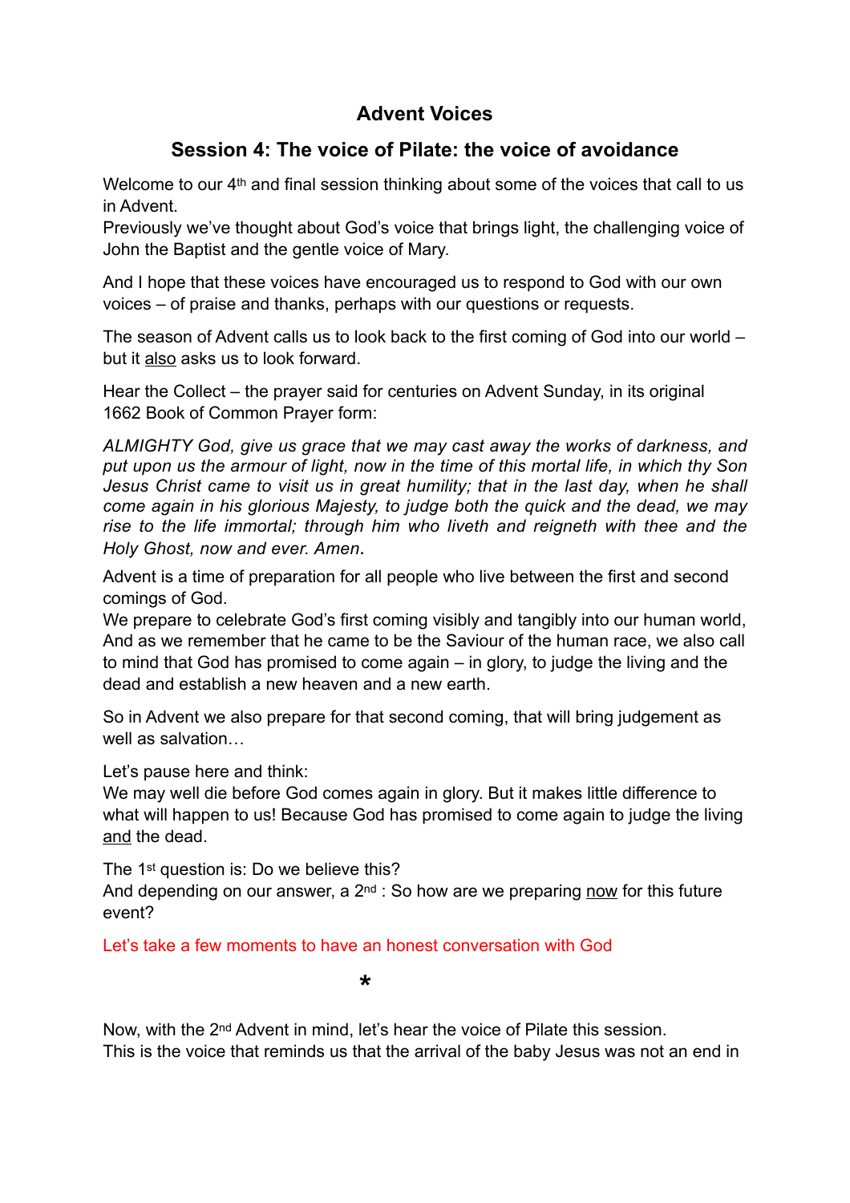# Advent Voices

## Session 4: The voice of Pilate: the voice of avoidance

Welcome to our 4th and final session thinking about some of the voices that call to us in Advent.
Previously we've thought about God's voice that brings light, the challenging voice of John the Baptist and the gentle voice of Mary.

And I hope that these voices have encouraged us to respond to God with our own voices – of praise and thanks, perhaps with our questions or requests.

The season of Advent calls us to look back to the first coming of God into our world – but it also asks us to look forward.

Hear the Collect – the prayer said for centuries on Advent Sunday, in its original 1662 Book of Common Prayer form:

*ALMIGHTY God, give us grace that we may cast away the works of darkness, and put upon us the armour of light, now in the time of this mortal life, in which thy Son Jesus Christ came to visit us in great humility; that in the last day, when he shall come again in his glorious Majesty, to judge both the quick and the dead, we may rise to the life immortal; through him who liveth and reigneth with thee and the Holy Ghost, now and ever. Amen.*

Advent is a time of preparation for all people who live between the first and second comings of God.
We prepare to celebrate God's first coming visibly and tangibly into our human world, And as we remember that he came to be the Saviour of the human race, we also call to mind that God has promised to come again – in glory, to judge the living and the dead and establish a new heaven and a new earth.

So in Advent we also prepare for that second coming, that will bring judgement as well as salvation…

Let's pause here and think:
We may well die before God comes again in glory. But it makes little difference to what will happen to us! Because God has promised to come again to judge the living and the dead.

The 1st question is: Do we believe this?
And depending on our answer, a 2nd : So how are we preparing now for this future event?

Let's take a few moments to have an honest conversation with God

*

Now, with the 2nd Advent in mind, let's hear the voice of Pilate this session.
This is the voice that reminds us that the arrival of the baby Jesus was not an end in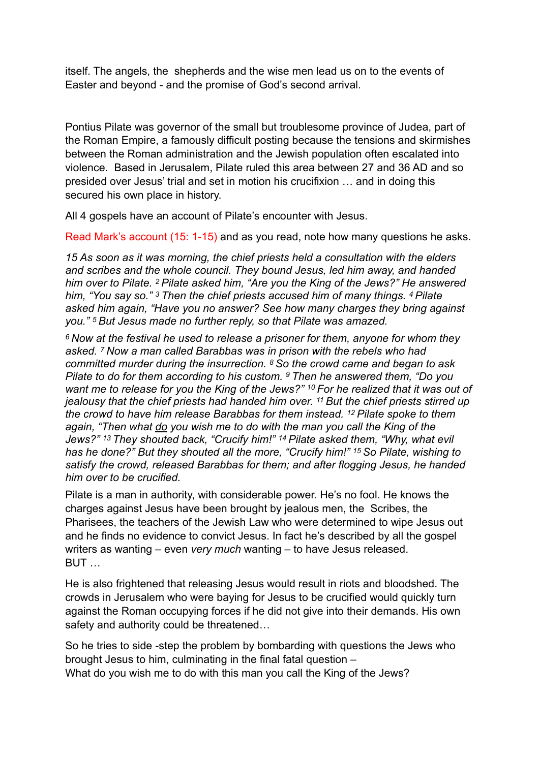itself. The angels, the shepherds and the wise men lead us on to the events of Easter and beyond - and the promise of God's second arrival.

Pontius Pilate was governor of the small but troublesome province of Judea, part of the Roman Empire, a famously difficult posting because the tensions and skirmishes between the Roman administration and the Jewish population often escalated into violence. Based in Jerusalem, Pilate ruled this area between 27 and 36 AD and so presided over Jesus' trial and set in motion his crucifixion … and in doing this secured his own place in history.

All 4 gospels have an account of Pilate's encounter with Jesus.

Read Mark's account (15: 1-15) and as you read, note how many questions he asks.

*15 As soon as it was morning, the chief priests held a consultation with the elders and scribes and the whole council. They bound Jesus, led him away, and handed him over to Pilate. [2] Pilate asked him, "Are you the King of the Jews?" He answered him, "You say so." [3] Then the chief priests accused him of many things. [4] Pilate asked him again, "Have you no answer? See how many charges they bring against you." [5] But Jesus made no further reply, so that Pilate was amazed.*

*[6] Now at the festival he used to release a prisoner for them, anyone for whom they asked. [7] Now a man called Barabbas was in prison with the rebels who had committed murder during the insurrection. [8] So the crowd came and began to ask Pilate to do for them according to his custom. [9] Then he answered them, "Do you want me to release for you the King of the Jews?" [10] For he realized that it was out of jealousy that the chief priests had handed him over. [11] But the chief priests stirred up the crowd to have him release Barabbas for them instead. [12] Pilate spoke to them again, "Then what <u>do</u> you wish me to do with the man you call the King of the Jews?" [13] They shouted back, "Crucify him!" [14] Pilate asked them, "Why, what evil has he done?" But they shouted all the more, "Crucify him!" [15] So Pilate, wishing to satisfy the crowd, released Barabbas for them; and after flogging Jesus, he handed him over to be crucified.*

Pilate is a man in authority, with considerable power. He's no fool. He knows the charges against Jesus have been brought by jealous men, the Scribes, the Pharisees, the teachers of the Jewish Law who were determined to wipe Jesus out and he finds no evidence to convict Jesus. In fact he's described by all the gospel writers as wanting – even *very much* wanting – to have Jesus released. BUT …

He is also frightened that releasing Jesus would result in riots and bloodshed. The crowds in Jerusalem who were baying for Jesus to be crucified would quickly turn against the Roman occupying forces if he did not give into their demands. His own safety and authority could be threatened…

So he tries to side -step the problem by bombarding with questions the Jews who brought Jesus to him, culminating in the final fatal question –
What do you wish me to do with this man you call the King of the Jews?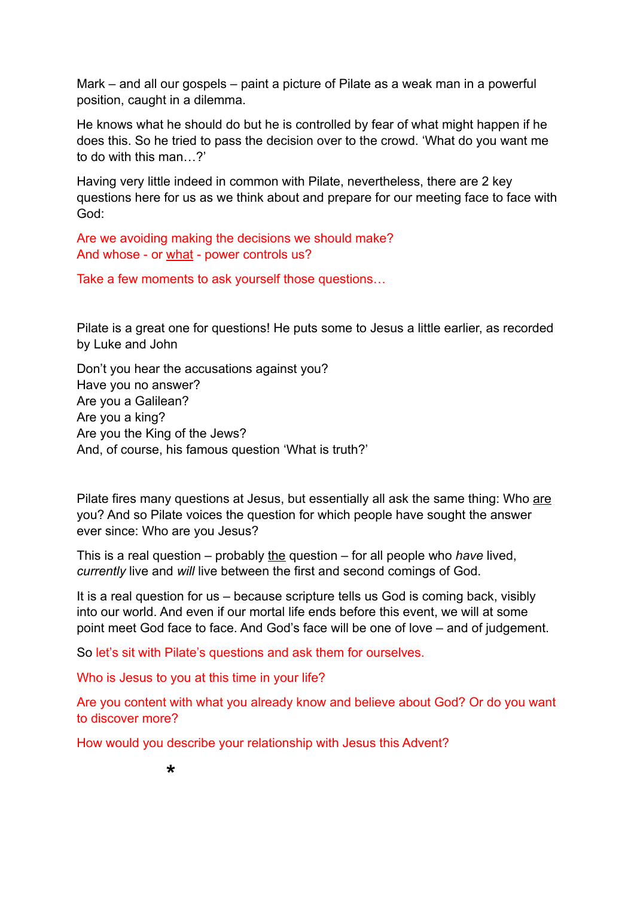Mark – and all our gospels – paint a picture of Pilate as a weak man in a powerful position, caught in a dilemma.

He knows what he should do but he is controlled by fear of what might happen if he does this. So he tried to pass the decision over to the crowd. 'What do you want me to do with this man…?'

Having very little indeed in common with Pilate, nevertheless, there are 2 key questions here for us as we think about and prepare for our meeting face to face with God:

Are we avoiding making the decisions we should make?
And whose - or <u>what</u> - power controls us?

Take a few moments to ask yourself those questions…

Pilate is a great one for questions! He puts some to Jesus a little earlier, as recorded by Luke and John

Don't you hear the accusations against you?
Have you no answer?
Are you a Galilean?
Are you a king?
Are you the King of the Jews?
And, of course, his famous question 'What is truth?'

Pilate fires many questions at Jesus, but essentially all ask the same thing: Who <u>are</u> you? And so Pilate voices the question for which people have sought the answer ever since: Who are you Jesus?

This is a real question – probably <u>the</u> question – for all people who *have* lived, *currently* live and *will* live between the first and second comings of God.

It is a real question for us – because scripture tells us God is coming back, visibly into our world. And even if our mortal life ends before this event, we will at some point meet God face to face. And God's face will be one of love – and of judgement.

So let's sit with Pilate's questions and ask them for ourselves.

Who is Jesus to you at this time in your life?

Are you content with what you already know and believe about God? Or do you want to discover more?

How would you describe your relationship with Jesus this Advent?

*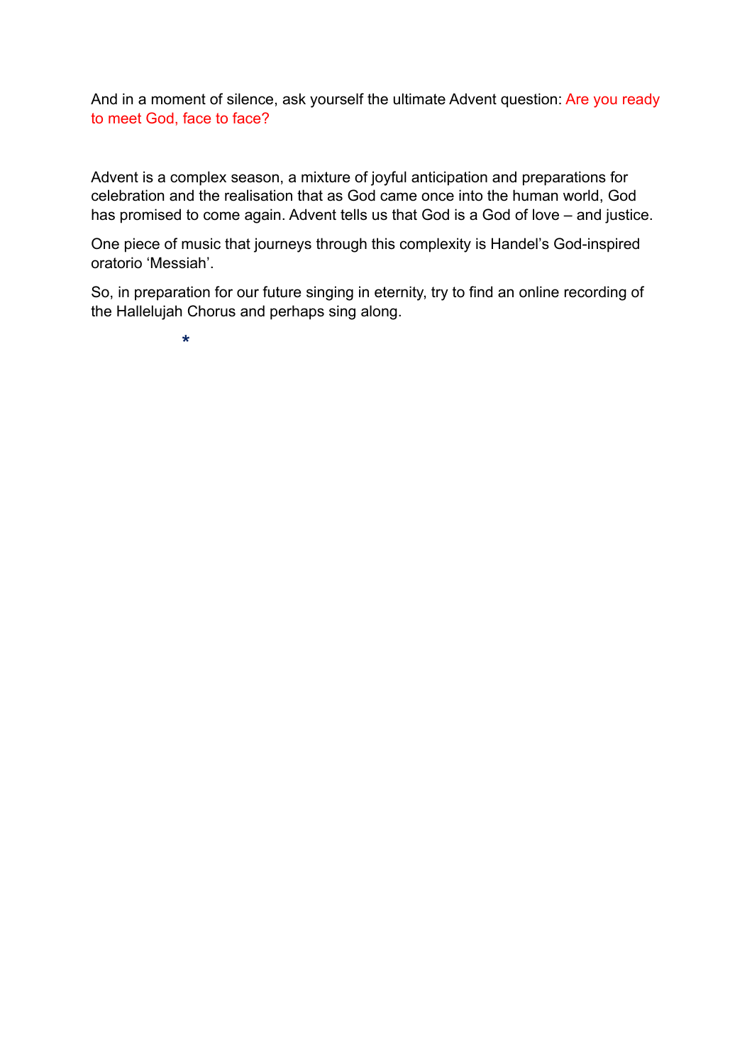And in a moment of silence, ask yourself the ultimate Advent question: Are you ready to meet God, face to face?

Advent is a complex season, a mixture of joyful anticipation and preparations for celebration and the realisation that as God came once into the human world, God has promised to come again. Advent tells us that God is a God of love – and justice.

One piece of music that journeys through this complexity is Handel's God-inspired oratorio 'Messiah'.

So, in preparation for our future singing in eternity, try to find an online recording of the Hallelujah Chorus and perhaps sing along.

*